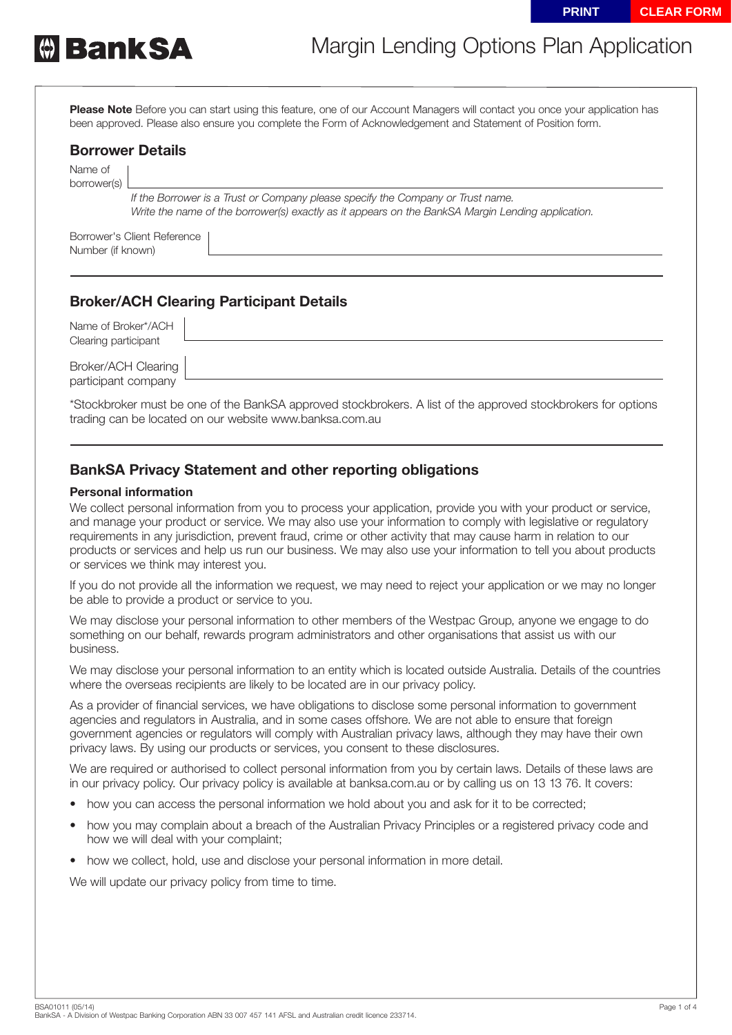# Margin Lending Options Plan Application

**Please Note** Before you can start using this feature, one of our Account Managers will contact you once your application has been approved. Please also ensure you complete the Form of Acknowledgement and Statement of Position form.

## Borrower Details

Name of borrower(s)

*If the Borrower is a Trust or Company please specify the Company or Trust name.*
*Write the name of the borrower(s) exactly as it appears on the BankSA Margin Lending application.*

Borrower's Client Reference Number (if known)

## Broker/ACH Clearing Participant Details

Name of Broker*/ACH Clearing participant

Broker/ACH Clearing participant company

*Stockbroker must be one of the BankSA approved stockbrokers. A list of the approved stockbrokers for options trading can be located on our website www.banksa.com.au

## BankSA Privacy Statement and other reporting obligations

### Personal information

We collect personal information from you to process your application, provide you with your product or service, and manage your product or service. We may also use your information to comply with legislative or regulatory requirements in any jurisdiction, prevent fraud, crime or other activity that may cause harm in relation to our products or services and help us run our business. We may also use your information to tell you about products or services we think may interest you.

If you do not provide all the information we request, we may need to reject your application or we may no longer be able to provide a product or service to you.

We may disclose your personal information to other members of the Westpac Group, anyone we engage to do something on our behalf, rewards program administrators and other organisations that assist us with our business.

We may disclose your personal information to an entity which is located outside Australia. Details of the countries where the overseas recipients are likely to be located are in our privacy policy.

As a provider of financial services, we have obligations to disclose some personal information to government agencies and regulators in Australia, and in some cases offshore. We are not able to ensure that foreign government agencies or regulators will comply with Australian privacy laws, although they may have their own privacy laws. By using our products or services, you consent to these disclosures.

We are required or authorised to collect personal information from you by certain laws. Details of these laws are in our privacy policy. Our privacy policy is available at banksa.com.au or by calling us on 13 13 76. It covers:

- how you can access the personal information we hold about you and ask for it to be corrected;
- how you may complain about a breach of the Australian Privacy Principles or a registered privacy code and how we will deal with your complaint;
- how we collect, hold, use and disclose your personal information in more detail.

We will update our privacy policy from time to time.

BSA01011 (05/14)
BankSA - A Division of Westpac Banking Corporation ABN 33 007 457 141 AFSL and Australian credit licence 233714.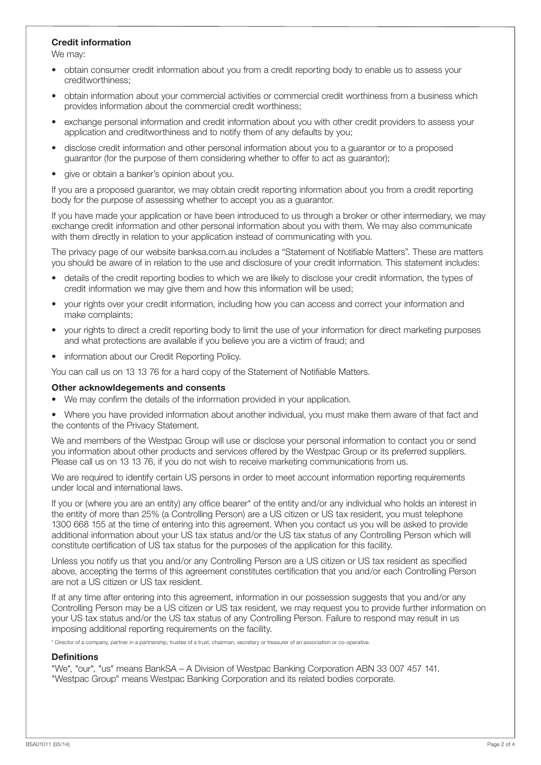### Credit information

We may:

- obtain consumer credit information about you from a credit reporting body to enable us to assess your creditworthiness;
- obtain information about your commercial activities or commercial credit worthiness from a business which provides information about the commercial credit worthiness;
- exchange personal information and credit information about you with other credit providers to assess your application and creditworthiness and to notify them of any defaults by you;
- disclose credit information and other personal information about you to a guarantor or to a proposed guarantor (for the purpose of them considering whether to offer to act as guarantor);
- give or obtain a banker's opinion about you.

If you are a proposed guarantor, we may obtain credit reporting information about you from a credit reporting body for the purpose of assessing whether to accept you as a guarantor.

If you have made your application or have been introduced to us through a broker or other intermediary, we may exchange credit information and other personal information about you with them. We may also communicate with them directly in relation to your application instead of communicating with you.

The privacy page of our website banksa.com.au includes a "Statement of Notifiable Matters". These are matters you should be aware of in relation to the use and disclosure of your credit information. This statement includes:

- details of the credit reporting bodies to which we are likely to disclose your credit information, the types of credit information we may give them and how this information will be used;
- your rights over your credit information, including how you can access and correct your information and make complaints;
- your rights to direct a credit reporting body to limit the use of your information for direct marketing purposes and what protections are available if you believe you are a victim of fraud; and
- information about our Credit Reporting Policy.

You can call us on 13 13 76 for a hard copy of the Statement of Notifiable Matters.

### Other acknowldegements and consents

- We may confirm the details of the information provided in your application.
- Where you have provided information about another individual, you must make them aware of that fact and the contents of the Privacy Statement.

We and members of the Westpac Group will use or disclose your personal information to contact you or send you information about other products and services offered by the Westpac Group or its preferred suppliers. Please call us on 13 13 76, if you do not wish to receive marketing communications from us.

We are required to identify certain US persons in order to meet account information reporting requirements under local and international laws.

If you or (where you are an entity) any office bearer* of the entity and/or any individual who holds an interest in the entity of more than 25% (a Controlling Person) are a US citizen or US tax resident, you must telephone 1300 668 155 at the time of entering into this agreement. When you contact us you will be asked to provide additional information about your US tax status and/or the US tax status of any Controlling Person which will constitute certification of US tax status for the purposes of the application for this facility.

Unless you notify us that you and/or any Controlling Person are a US citizen or US tax resident as specified above, accepting the terms of this agreement constitutes certification that you and/or each Controlling Person are not a US citizen or US tax resident.

If at any time after entering into this agreement, information in our possession suggests that you and/or any Controlling Person may be a US citizen or US tax resident, we may request you to provide further information on your US tax status and/or the US tax status of any Controlling Person. Failure to respond may result in us imposing additional reporting requirements on the facility.

* Director of a company, partner in a partnership, trustee of a trust, chairman, secretary or treasurer of an association or co-operative.

### Definitions

"We", "our", "us" means BankSA – A Division of Westpac Banking Corporation ABN 33 007 457 141.
"Westpac Group" means Westpac Banking Corporation and its related bodies corporate.

BSA01011 (05/14)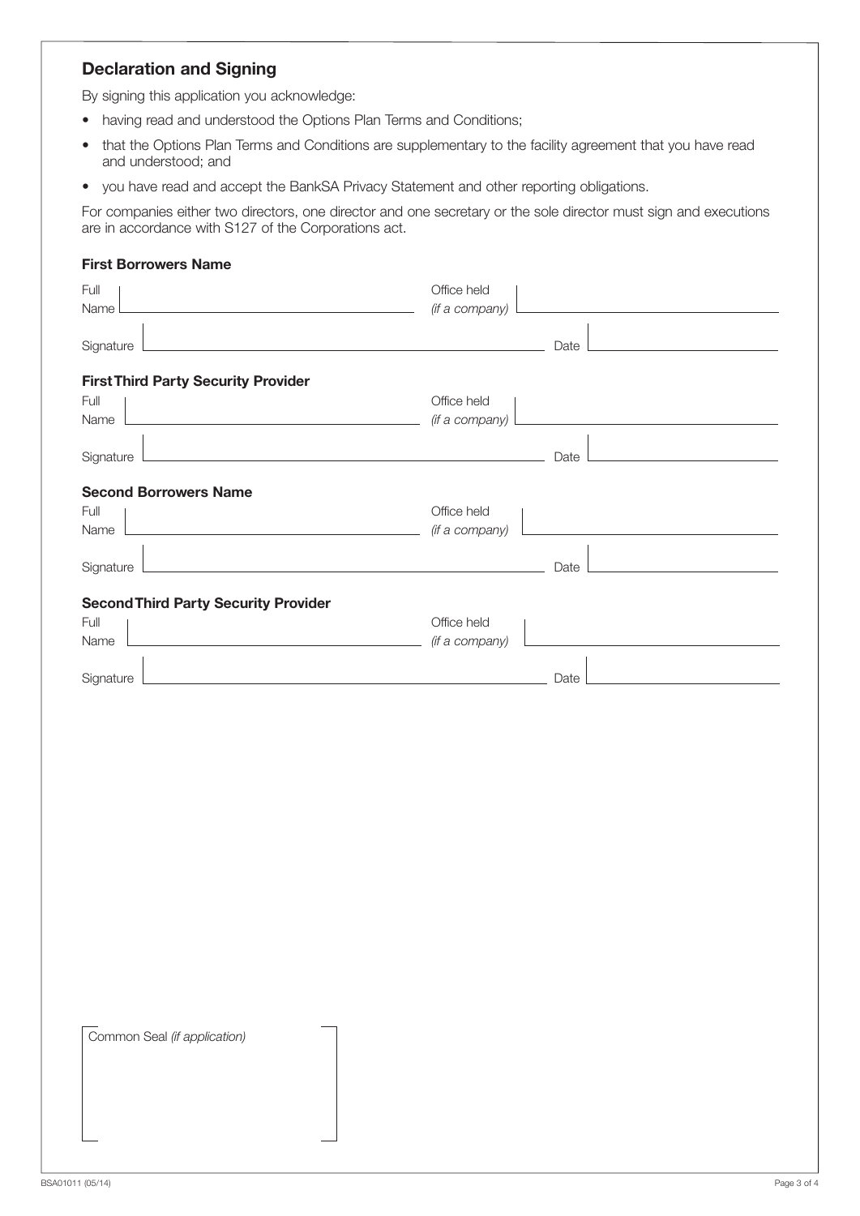## Declaration and Signing

By signing this application you acknowledge:

- having read and understood the Options Plan Terms and Conditions;
- that the Options Plan Terms and Conditions are supplementary to the facility agreement that you have read and understood; and
- you have read and accept the BankSA Privacy Statement and other reporting obligations.

For companies either two directors, one director and one secretary or the sole director must sign and executions are in accordance with S127 of the Corporations act.

### First Borrowers Name

Full Name ______________________ Office held *(if a company)* ______________________

Signature ______________________ Date ______________________

### First Third Party Security Provider

Full Name ______________________ Office held *(if a company)* ______________________

Signature ______________________ Date ______________________

### Second Borrowers Name

Full Name ______________________ Office held *(if a company)* ______________________

Signature ______________________ Date ______________________

### Second Third Party Security Provider

Full Name ______________________ Office held *(if a company)* ______________________

Signature ______________________ Date ______________________

Common Seal *(if application)*

BSA01011 (05/14)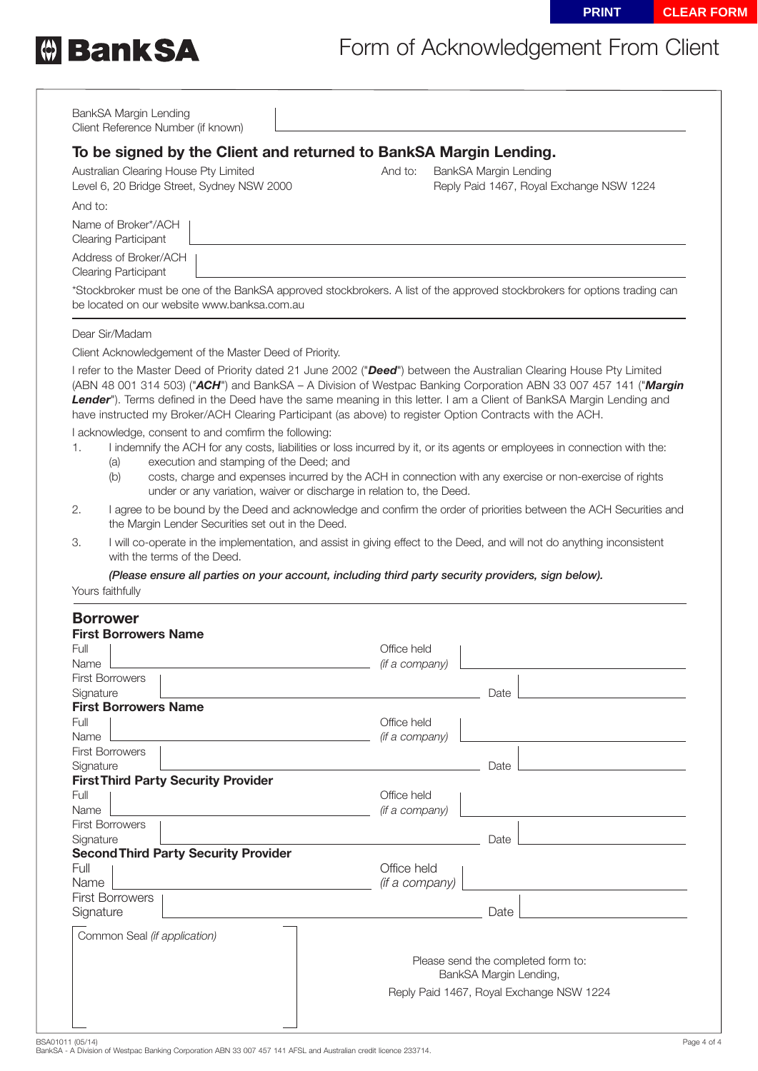# BankSA

# Form of Acknowledgement From Client

BankSA Margin Lending
Client Reference Number (if known)

## To be signed by the Client and returned to BankSA Margin Lending.

Australian Clearing House Pty Limited
Level 6, 20 Bridge Street, Sydney NSW 2000

And to: BankSA Margin Lending
Reply Paid 1467, Royal Exchange NSW 1224

And to:

Name of Broker*/ACH Clearing Participant

Address of Broker/ACH Clearing Participant

*Stockbroker must be one of the BankSA approved stockbrokers. A list of the approved stockbrokers for options trading can be located on our website www.banksa.com.au

Dear Sir/Madam

Client Acknowledgement of the Master Deed of Priority.

I refer to the Master Deed of Priority dated 21 June 2002 ("***Deed***") between the Australian Clearing House Pty Limited (ABN 48 001 314 503) ("***ACH***") and BankSA – A Division of Westpac Banking Corporation ABN 33 007 457 141 ("***Margin Lender***"). Terms defined in the Deed have the same meaning in this letter. I am a Client of BankSA Margin Lending and have instructed my Broker/ACH Clearing Participant (as above) to register Option Contracts with the ACH.

I acknowledge, consent to and comfirm the following:

1. I indemnify the ACH for any costs, liabilities or loss incurred by it, or its agents or employees in connection with the:
   (a) execution and stamping of the Deed; and
   (b) costs, charge and expenses incurred by the ACH in connection with any exercise or non-exercise of rights under or any variation, waiver or discharge in relation to, the Deed.
2. I agree to be bound by the Deed and acknowledge and confirm the order of priorities between the ACH Securities and the Margin Lender Securities set out in the Deed.
3. I will co-operate in the implementation, and assist in giving effect to the Deed, and will not do anything inconsistent with the terms of the Deed.

***(Please ensure all parties on your account, including third party security providers, sign below).***

Yours faithfully

## Borrower

### First Borrowers Name

Full Name ______ Office held *(if a company)* ______

First Borrowers Signature ______ Date ______

### First Borrowers Name

Full Name ______ Office held *(if a company)* ______

First Borrowers Signature ______ Date ______

### First Third Party Security Provider

Full Name ______ Office held *(if a company)* ______

First Borrowers Signature ______ Date ______

### Second Third Party Security Provider

Full Name ______ Office held *(if a company)* ______

First Borrowers Signature ______ Date ______

Common Seal *(if application)*

Please send the completed form to:
BankSA Margin Lending,
Reply Paid 1467, Royal Exchange NSW 1224

BSA01011 (05/14)
BankSA - A Division of Westpac Banking Corporation ABN 33 007 457 141 AFSL and Australian credit licence 233714.